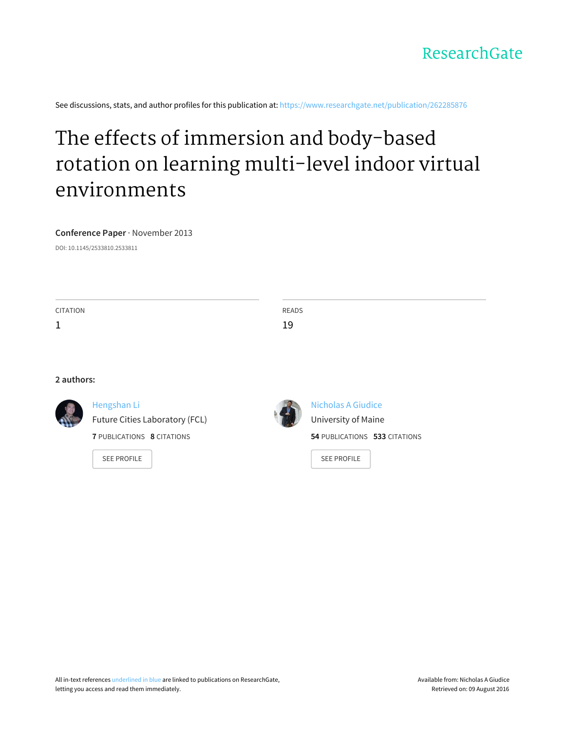See discussions, stats, and author profiles for this publication at: https://www.researchgate.net/publication/262285876

# The effects of immersion and body-based rotation on learning multi-level indoor virtual environments

**Conference Paper** · November 2013

DOI: 10.1145/2533810.2533811

CITATION
1

READS
19

**2 authors:**

Hengshan Li
Future Cities Laboratory (FCL)
**7** PUBLICATIONS **8** CITATIONS
SEE PROFILE

Nicholas A Giudice
University of Maine
**54** PUBLICATIONS **533** CITATIONS
SEE PROFILE

All in-text references underlined in blue are linked to publications on ResearchGate, letting you access and read them immediately.

Available from: Nicholas A Giudice
Retrieved on: 09 August 2016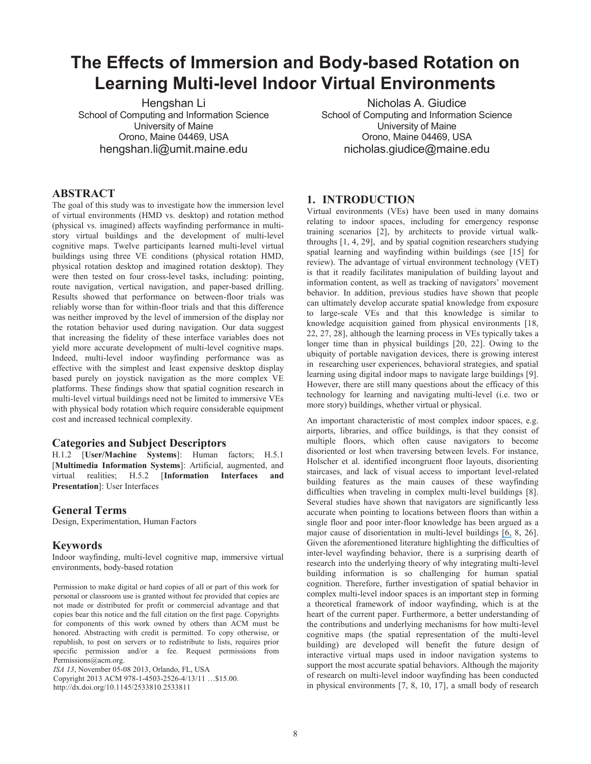# The Effects of Immersion and Body-based Rotation on Learning Multi-level Indoor Virtual Environments

Hengshan Li
School of Computing and Information Science
University of Maine
Orono, Maine 04469, USA
hengshan.li@umit.maine.edu

Nicholas A. Giudice
School of Computing and Information Science
University of Maine
Orono, Maine 04469, USA
nicholas.giudice@maine.edu

## ABSTRACT

The goal of this study was to investigate how the immersion level of virtual environments (HMD vs. desktop) and rotation method (physical vs. imagined) affects wayfinding performance in multi-story virtual buildings and the development of multi-level cognitive maps. Twelve participants learned multi-level virtual buildings using three VE conditions (physical rotation HMD, physical rotation desktop and imagined rotation desktop). They were then tested on four cross-level tasks, including: pointing, route navigation, vertical navigation, and paper-based drilling. Results showed that performance on between-floor trials was reliably worse than for within-floor trials and that this difference was neither improved by the level of immersion of the display nor the rotation behavior used during navigation. Our data suggest that increasing the fidelity of these interface variables does not yield more accurate development of multi-level cognitive maps. Indeed, multi-level indoor wayfinding performance was as effective with the simplest and least expensive desktop display based purely on joystick navigation as the more complex VE platforms. These findings show that spatial cognition research in multi-level virtual buildings need not be limited to immersive VEs with physical body rotation which require considerable equipment cost and increased technical complexity.

### Categories and Subject Descriptors

H.1.2 [**User/Machine Systems**]: Human factors; H.5.1 [**Multimedia Information Systems**]: Artificial, augmented, and virtual realities; H.5.2 [**Information Interfaces and Presentation**]: User Interfaces

### General Terms

Design, Experimentation, Human Factors

### Keywords

Indoor wayfinding, multi-level cognitive map, immersive virtual environments, body-based rotation

Permission to make digital or hard copies of all or part of this work for personal or classroom use is granted without fee provided that copies are not made or distributed for profit or commercial advantage and that copies bear this notice and the full citation on the first page. Copyrights for components of this work owned by others than ACM must be honored. Abstracting with credit is permitted. To copy otherwise, or republish, to post on servers or to redistribute to lists, requires prior specific permission and/or a fee. Request permissions from Permissions@acm.org.
*ISA 13*, November 05-08 2013, Orlando, FL, USA
Copyright 2013 ACM 978-1-4503-2526-4/13/11 …$15.00.
http://dx.doi.org/10.1145/2533810.2533811

## 1. INTRODUCTION

Virtual environments (VEs) have been used in many domains relating to indoor spaces, including for emergency response training scenarios [2], by architects to provide virtual walk-throughs [1, 4, 29], and by spatial cognition researchers studying spatial learning and wayfinding within buildings (see [15] for review). The advantage of virtual environment technology (VET) is that it readily facilitates manipulation of building layout and information content, as well as tracking of navigators' movement behavior. In addition, previous studies have shown that people can ultimately develop accurate spatial knowledge from exposure to large-scale VEs and that this knowledge is similar to knowledge acquisition gained from physical environments [18, 22, 27, 28], although the learning process in VEs typically takes a longer time than in physical buildings [20, 22]. Owing to the ubiquity of portable navigation devices, there is growing interest in researching user experiences, behavioral strategies, and spatial learning using digital indoor maps to navigate large buildings [9]. However, there are still many questions about the efficacy of this technology for learning and navigating multi-level (i.e. two or more story) buildings, whether virtual or physical.

An important characteristic of most complex indoor spaces, e.g. airports, libraries, and office buildings, is that they consist of multiple floors, which often cause navigators to become disoriented or lost when traversing between levels. For instance, Holscher et al. identified incongruent floor layouts, disorienting staircases, and lack of visual access to important level-related building features as the main causes of these wayfinding difficulties when traveling in complex multi-level buildings [8]. Several studies have shown that navigators are significantly less accurate when pointing to locations between floors than within a single floor and poor inter-floor knowledge has been argued as a major cause of disorientation in multi-level buildings [6, 8, 26]. Given the aforementioned literature highlighting the difficulties of inter-level wayfinding behavior, there is a surprising dearth of research into the underlying theory of why integrating multi-level building information is so challenging for human spatial cognition. Therefore, further investigation of spatial behavior in complex multi-level indoor spaces is an important step in forming a theoretical framework of indoor wayfinding, which is at the heart of the current paper. Furthermore, a better understanding of the contributions and underlying mechanisms for how multi-level cognitive maps (the spatial representation of the multi-level building) are developed will benefit the future design of interactive virtual maps used in indoor navigation systems to support the most accurate spatial behaviors. Although the majority of research on multi-level indoor wayfinding has been conducted in physical environments [7, 8, 10, 17], a small body of research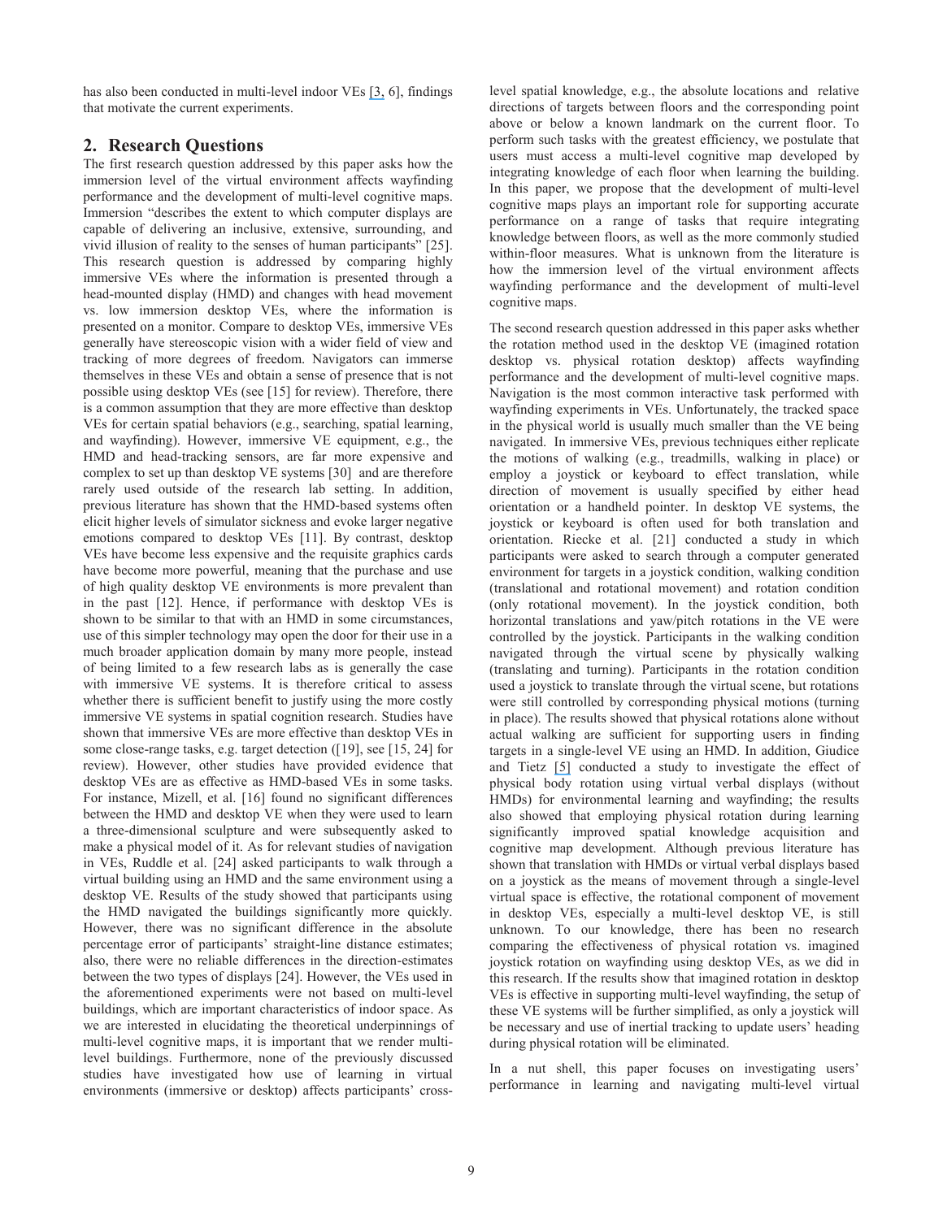has also been conducted in multi-level indoor VEs [3, 6], findings that motivate the current experiments.

## 2. Research Questions

The first research question addressed by this paper asks how the immersion level of the virtual environment affects wayfinding performance and the development of multi-level cognitive maps. Immersion "describes the extent to which computer displays are capable of delivering an inclusive, extensive, surrounding, and vivid illusion of reality to the senses of human participants" [25]. This research question is addressed by comparing highly immersive VEs where the information is presented through a head-mounted display (HMD) and changes with head movement vs. low immersion desktop VEs, where the information is presented on a monitor. Compare to desktop VEs, immersive VEs generally have stereoscopic vision with a wider field of view and tracking of more degrees of freedom. Navigators can immerse themselves in these VEs and obtain a sense of presence that is not possible using desktop VEs (see [15] for review). Therefore, there is a common assumption that they are more effective than desktop VEs for certain spatial behaviors (e.g., searching, spatial learning, and wayfinding). However, immersive VE equipment, e.g., the HMD and head-tracking sensors, are far more expensive and complex to set up than desktop VE systems [30] and are therefore rarely used outside of the research lab setting. In addition, previous literature has shown that the HMD-based systems often elicit higher levels of simulator sickness and evoke larger negative emotions compared to desktop VEs [11]. By contrast, desktop VEs have become less expensive and the requisite graphics cards have become more powerful, meaning that the purchase and use of high quality desktop VE environments is more prevalent than in the past [12]. Hence, if performance with desktop VEs is shown to be similar to that with an HMD in some circumstances, use of this simpler technology may open the door for their use in a much broader application domain by many more people, instead of being limited to a few research labs as is generally the case with immersive VE systems. It is therefore critical to assess whether there is sufficient benefit to justify using the more costly immersive VE systems in spatial cognition research. Studies have shown that immersive VEs are more effective than desktop VEs in some close-range tasks, e.g. target detection ([19], see [15, 24] for review). However, other studies have provided evidence that desktop VEs are as effective as HMD-based VEs in some tasks. For instance, Mizell, et al. [16] found no significant differences between the HMD and desktop VE when they were used to learn a three-dimensional sculpture and were subsequently asked to make a physical model of it. As for relevant studies of navigation in VEs, Ruddle et al. [24] asked participants to walk through a virtual building using an HMD and the same environment using a desktop VE. Results of the study showed that participants using the HMD navigated the buildings significantly more quickly. However, there was no significant difference in the absolute percentage error of participants' straight-line distance estimates; also, there were no reliable differences in the direction-estimates between the two types of displays [24]. However, the VEs used in the aforementioned experiments were not based on multi-level buildings, which are important characteristics of indoor space. As we are interested in elucidating the theoretical underpinnings of multi-level cognitive maps, it is important that we render multi-level buildings. Furthermore, none of the previously discussed studies have investigated how use of learning in virtual environments (immersive or desktop) affects participants' cross-level spatial knowledge, e.g., the absolute locations and relative directions of targets between floors and the corresponding point above or below a known landmark on the current floor. To perform such tasks with the greatest efficiency, we postulate that users must access a multi-level cognitive map developed by integrating knowledge of each floor when learning the building. In this paper, we propose that the development of multi-level cognitive maps plays an important role for supporting accurate performance on a range of tasks that require integrating knowledge between floors, as well as the more commonly studied within-floor measures. What is unknown from the literature is how the immersion level of the virtual environment affects wayfinding performance and the development of multi-level cognitive maps.

The second research question addressed in this paper asks whether the rotation method used in the desktop VE (imagined rotation desktop vs. physical rotation desktop) affects wayfinding performance and the development of multi-level cognitive maps. Navigation is the most common interactive task performed with wayfinding experiments in VEs. Unfortunately, the tracked space in the physical world is usually much smaller than the VE being navigated. In immersive VEs, previous techniques either replicate the motions of walking (e.g., treadmills, walking in place) or employ a joystick or keyboard to effect translation, while direction of movement is usually specified by either head orientation or a handheld pointer. In desktop VE systems, the joystick or keyboard is often used for both translation and orientation. Riecke et al. [21] conducted a study in which participants were asked to search through a computer generated environment for targets in a joystick condition, walking condition (translational and rotational movement) and rotation condition (only rotational movement). In the joystick condition, both horizontal translations and yaw/pitch rotations in the VE were controlled by the joystick. Participants in the walking condition navigated through the virtual scene by physically walking (translating and turning). Participants in the rotation condition used a joystick to translate through the virtual scene, but rotations were still controlled by corresponding physical motions (turning in place). The results showed that physical rotations alone without actual walking are sufficient for supporting users in finding targets in a single-level VE using an HMD. In addition, Giudice and Tietz [5] conducted a study to investigate the effect of physical body rotation using virtual verbal displays (without HMDs) for environmental learning and wayfinding; the results also showed that employing physical rotation during learning significantly improved spatial knowledge acquisition and cognitive map development. Although previous literature has shown that translation with HMDs or virtual verbal displays based on a joystick as the means of movement through a single-level virtual space is effective, the rotational component of movement in desktop VEs, especially a multi-level desktop VE, is still unknown. To our knowledge, there has been no research comparing the effectiveness of physical rotation vs. imagined joystick rotation on wayfinding using desktop VEs, as we did in this research. If the results show that imagined rotation in desktop VEs is effective in supporting multi-level wayfinding, the setup of these VE systems will be further simplified, as only a joystick will be necessary and use of inertial tracking to update users' heading during physical rotation will be eliminated.

In a nut shell, this paper focuses on investigating users' performance in learning and navigating multi-level virtual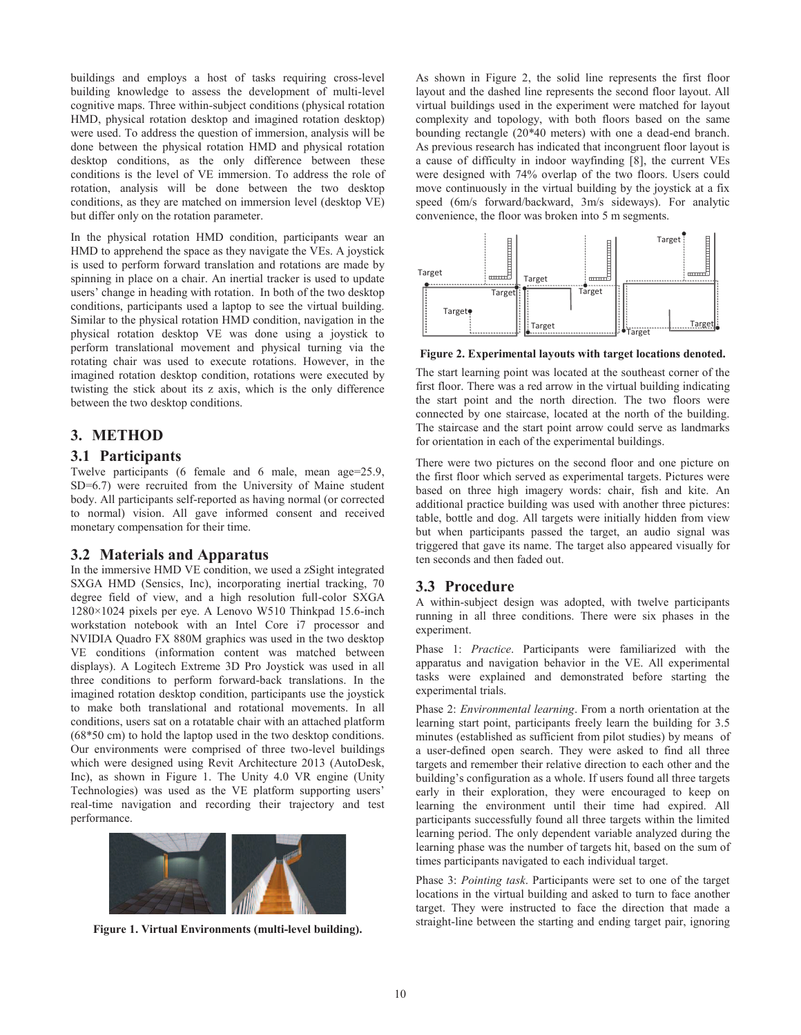buildings and employs a host of tasks requiring cross-level building knowledge to assess the development of multi-level cognitive maps. Three within-subject conditions (physical rotation HMD, physical rotation desktop and imagined rotation desktop) were used. To address the question of immersion, analysis will be done between the physical rotation HMD and physical rotation desktop conditions, as the only difference between these conditions is the level of VE immersion. To address the role of rotation, analysis will be done between the two desktop conditions, as they are matched on immersion level (desktop VE) but differ only on the rotation parameter.

In the physical rotation HMD condition, participants wear an HMD to apprehend the space as they navigate the VEs. A joystick is used to perform forward translation and rotations are made by spinning in place on a chair. An inertial tracker is used to update users' change in heading with rotation. In both of the two desktop conditions, participants used a laptop to see the virtual building. Similar to the physical rotation HMD condition, navigation in the physical rotation desktop VE was done using a joystick to perform translational movement and physical turning via the rotating chair was used to execute rotations. However, in the imagined rotation desktop condition, rotations were executed by twisting the stick about its z axis, which is the only difference between the two desktop conditions.

## 3. METHOD

### 3.1 Participants

Twelve participants (6 female and 6 male, mean age=25.9, SD=6.7) were recruited from the University of Maine student body. All participants self-reported as having normal (or corrected to normal) vision. All gave informed consent and received monetary compensation for their time.

### 3.2 Materials and Apparatus

In the immersive HMD VE condition, we used a zSight integrated SXGA HMD (Sensics, Inc), incorporating inertial tracking, 70 degree field of view, and a high resolution full-color SXGA 1280×1024 pixels per eye. A Lenovo W510 Thinkpad 15.6-inch workstation notebook with an Intel Core i7 processor and NVIDIA Quadro FX 880M graphics was used in the two desktop VE conditions (information content was matched between displays). A Logitech Extreme 3D Pro Joystick was used in all three conditions to perform forward-back translations. In the imagined rotation desktop condition, participants use the joystick to make both translational and rotational movements. In all conditions, users sat on a rotatable chair with an attached platform (68*50 cm) to hold the laptop used in the two desktop conditions. Our environments were comprised of three two-level buildings which were designed using Revit Architecture 2013 (AutoDesk, Inc), as shown in Figure 1. The Unity 4.0 VR engine (Unity Technologies) was used as the VE platform supporting users' real-time navigation and recording their trajectory and test performance.

**Figure 1. Virtual Environments (multi-level building).**

As shown in Figure 2, the solid line represents the first floor layout and the dashed line represents the second floor layout. All virtual buildings used in the experiment were matched for layout complexity and topology, with both floors based on the same bounding rectangle (20*40 meters) with one a dead-end branch. As previous research has indicated that incongruent floor layout is a cause of difficulty in indoor wayfinding [8], the current VEs were designed with 74% overlap of the two floors. Users could move continuously in the virtual building by the joystick at a fix speed (6m/s forward/backward, 3m/s sideways). For analytic convenience, the floor was broken into 5 m segments.

**Figure 2. Experimental layouts with target locations denoted.**

The start learning point was located at the southeast corner of the first floor. There was a red arrow in the virtual building indicating the start point and the north direction. The two floors were connected by one staircase, located at the north of the building. The staircase and the start point arrow could serve as landmarks for orientation in each of the experimental buildings.

There were two pictures on the second floor and one picture on the first floor which served as experimental targets. Pictures were based on three high imagery words: chair, fish and kite. An additional practice building was used with another three pictures: table, bottle and dog. All targets were initially hidden from view but when participants passed the target, an audio signal was triggered that gave its name. The target also appeared visually for ten seconds and then faded out.

### 3.3 Procedure

A within-subject design was adopted, with twelve participants running in all three conditions. There were six phases in the experiment.

Phase 1: *Practice*. Participants were familiarized with the apparatus and navigation behavior in the VE. All experimental tasks were explained and demonstrated before starting the experimental trials.

Phase 2: *Environmental learning*. From a north orientation at the learning start point, participants freely learn the building for 3.5 minutes (established as sufficient from pilot studies) by means of a user-defined open search. They were asked to find all three targets and remember their relative direction to each other and the building's configuration as a whole. If users found all three targets early in their exploration, they were encouraged to keep on learning the environment until their time had expired. All participants successfully found all three targets within the limited learning period. The only dependent variable analyzed during the learning phase was the number of targets hit, based on the sum of times participants navigated to each individual target.

Phase 3: *Pointing task*. Participants were set to one of the target locations in the virtual building and asked to turn to face another target. They were instructed to face the direction that made a straight-line between the starting and ending target pair, ignoring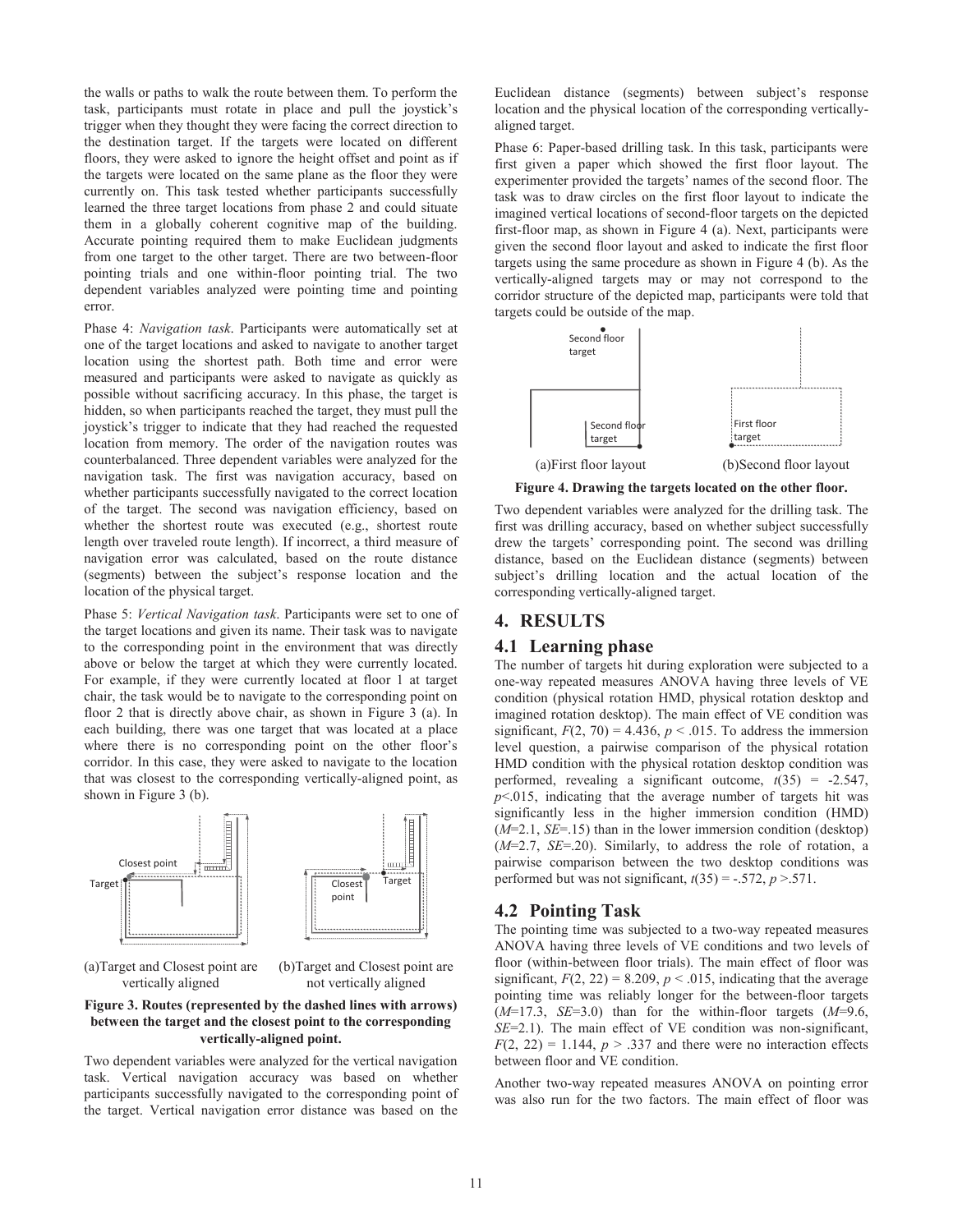the walls or paths to walk the route between them. To perform the task, participants must rotate in place and pull the joystick's trigger when they thought they were facing the correct direction to the destination target. If the targets were located on different floors, they were asked to ignore the height offset and point as if the targets were located on the same plane as the floor they were currently on. This task tested whether participants successfully learned the three target locations from phase 2 and could situate them in a globally coherent cognitive map of the building. Accurate pointing required them to make Euclidean judgments from one target to the other target. There are two between-floor pointing trials and one within-floor pointing trial. The two dependent variables analyzed were pointing time and pointing error.

Phase 4: *Navigation task*. Participants were automatically set at one of the target locations and asked to navigate to another target location using the shortest path. Both time and error were measured and participants were asked to navigate as quickly as possible without sacrificing accuracy. In this phase, the target is hidden, so when participants reached the target, they must pull the joystick's trigger to indicate that they had reached the requested location from memory. The order of the navigation routes was counterbalanced. Three dependent variables were analyzed for the navigation task. The first was navigation accuracy, based on whether participants successfully navigated to the correct location of the target. The second was navigation efficiency, based on whether the shortest route was executed (e.g., shortest route length over traveled route length). If incorrect, a third measure of navigation error was calculated, based on the route distance (segments) between the subject's response location and the location of the physical target.

Phase 5: *Vertical Navigation task*. Participants were set to one of the target locations and given its name. Their task was to navigate to the corresponding point in the environment that was directly above or below the target at which they were currently located. For example, if they were currently located at floor 1 at target chair, the task would be to navigate to the corresponding point on floor 2 that is directly above chair, as shown in Figure 3 (a). In each building, there was one target that was located at a place where there is no corresponding point on the other floor's corridor. In this case, they were asked to navigate to the location that was closest to the corresponding vertically-aligned point, as shown in Figure 3 (b).

Closest point
Target

Closest point
Target

(a)Target and Closest point are vertically aligned

(b)Target and Closest point are not vertically aligned

**Figure 3. Routes (represented by the dashed lines with arrows) between the target and the closest point to the corresponding vertically-aligned point.**

Two dependent variables were analyzed for the vertical navigation task. Vertical navigation accuracy was based on whether participants successfully navigated to the corresponding point of the target. Vertical navigation error distance was based on the Euclidean distance (segments) between subject's response location and the physical location of the corresponding vertically-aligned target.

Phase 6: Paper-based drilling task. In this task, participants were first given a paper which showed the first floor layout. The experimenter provided the targets' names of the second floor. The task was to draw circles on the first floor layout to indicate the imagined vertical locations of second-floor targets on the depicted first-floor map, as shown in Figure 4 (a). Next, participants were given the second floor layout and asked to indicate the first floor targets using the same procedure as shown in Figure 4 (b). As the vertically-aligned targets may or may not correspond to the corridor structure of the depicted map, participants were told that targets could be outside of the map.

Second floor target

Second floor target

First floor target

(a)First floor layout

(b)Second floor layout

**Figure 4. Drawing the targets located on the other floor.**

Two dependent variables were analyzed for the drilling task. The first was drilling accuracy, based on whether subject successfully drew the targets' corresponding point. The second was drilling distance, based on the Euclidean distance (segments) between subject's drilling location and the actual location of the corresponding vertically-aligned target.

# 4. RESULTS

## 4.1 Learning phase

The number of targets hit during exploration were subjected to a one-way repeated measures ANOVA having three levels of VE condition (physical rotation HMD, physical rotation desktop and imagined rotation desktop). The main effect of VE condition was significant, $F(2, 70) = 4.436$, $p < .015$. To address the immersion level question, a pairwise comparison of the physical rotation HMD condition with the physical rotation desktop condition was performed, revealing a significant outcome, $t(35) = -2.547$, $p<.015$, indicating that the average number of targets hit was significantly less in the higher immersion condition (HMD) ($M$=2.1, $SE$=.15) than in the lower immersion condition (desktop) ($M$=2.7, $SE$=.20). Similarly, to address the role of rotation, a pairwise comparison between the two desktop conditions was performed but was not significant, $t(35) = -.572$, $p > .571$.

## 4.2 Pointing Task

The pointing time was subjected to a two-way repeated measures ANOVA having three levels of VE conditions and two levels of floor (within-between floor trials). The main effect of floor was significant, $F(2, 22) = 8.209$, $p < .015$, indicating that the average pointing time was reliably longer for the between-floor targets ($M$=17.3, $SE$=3.0) than for the within-floor targets ($M$=9.6, $SE$=2.1). The main effect of VE condition was non-significant, $F(2, 22) = 1.144$, $p > .337$ and there were no interaction effects between floor and VE condition.

Another two-way repeated measures ANOVA on pointing error was also run for the two factors. The main effect of floor was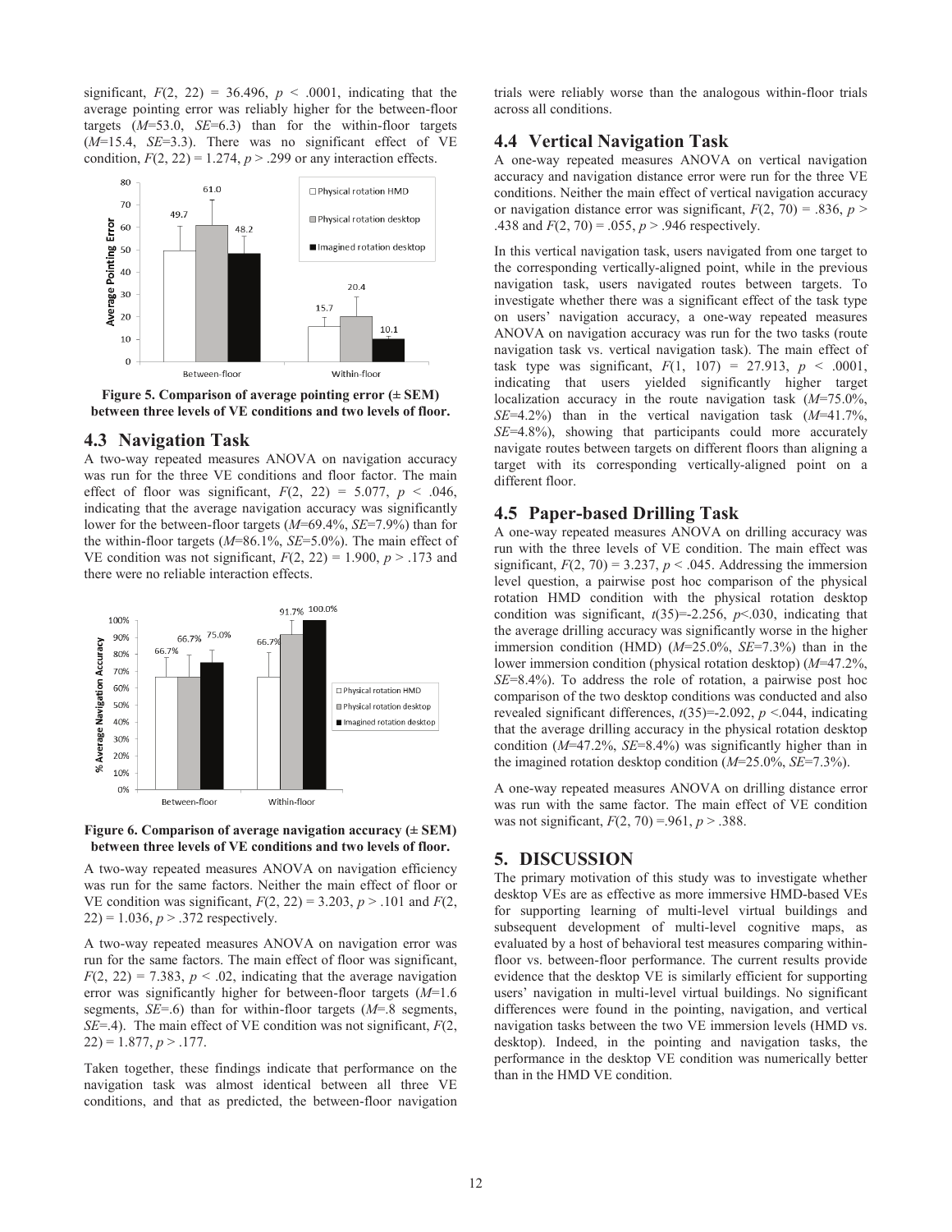significant, $F(2, 22) = 36.496$, $p < .0001$, indicating that the average pointing error was reliably higher for the between-floor targets ($M$=53.0, $SE$=6.3) than for the within-floor targets ($M$=15.4, $SE$=3.3). There was no significant effect of VE condition, $F(2, 22) = 1.274$, $p > .299$ or any interaction effects.

**Figure 5. Comparison of average pointing error (± SEM) between three levels of VE conditions and two levels of floor.**

## 4.3 Navigation Task

A two-way repeated measures ANOVA on navigation accuracy was run for the three VE conditions and floor factor. The main effect of floor was significant, $F(2, 22) = 5.077$, $p < .046$, indicating that the average navigation accuracy was significantly lower for the between-floor targets ($M$=69.4%, $SE$=7.9%) than for the within-floor targets ($M$=86.1%, $SE$=5.0%). The main effect of VE condition was not significant, $F(2, 22) = 1.900$, $p > .173$ and there were no reliable interaction effects.

**Figure 6. Comparison of average navigation accuracy (± SEM) between three levels of VE conditions and two levels of floor.**

A two-way repeated measures ANOVA on navigation efficiency was run for the same factors. Neither the main effect of floor or VE condition was significant, $F(2, 22) = 3.203$, $p > .101$ and $F(2, 22) = 1.036$, $p > .372$ respectively.

A two-way repeated measures ANOVA on navigation error was run for the same factors. The main effect of floor was significant, $F(2, 22) = 7.383$, $p < .02$, indicating that the average navigation error was significantly higher for between-floor targets ($M$=1.6 segments, $SE$=.6) than for within-floor targets ($M$=.8 segments, $SE$=.4). The main effect of VE condition was not significant, $F(2, 22) = 1.877$, $p > .177$.

Taken together, these findings indicate that performance on the navigation task was almost identical between all three VE conditions, and that as predicted, the between-floor navigation trials were reliably worse than the analogous within-floor trials across all conditions.

## 4.4 Vertical Navigation Task

A one-way repeated measures ANOVA on vertical navigation accuracy and navigation distance error were run for the three VE conditions. Neither the main effect of vertical navigation accuracy or navigation distance error was significant, $F(2, 70) = .836$, $p > .438$ and $F(2, 70) = .055$, $p > .946$ respectively.

In this vertical navigation task, users navigated from one target to the corresponding vertically-aligned point, while in the previous navigation task, users navigated routes between targets. To investigate whether there was a significant effect of the task type on users' navigation accuracy, a one-way repeated measures ANOVA on navigation accuracy was run for the two tasks (route navigation task vs. vertical navigation task). The main effect of task type was significant, $F(1, 107) = 27.913$, $p < .0001$, indicating that users yielded significantly higher target localization accuracy in the route navigation task ($M$=75.0%, $SE$=4.2%) than in the vertical navigation task ($M$=41.7%, $SE$=4.8%), showing that participants could more accurately navigate routes between targets on different floors than aligning a target with its corresponding vertically-aligned point on a different floor.

## 4.5 Paper-based Drilling Task

A one-way repeated measures ANOVA on drilling accuracy was run with the three levels of VE condition. The main effect was significant, $F(2, 70) = 3.237$, $p < .045$. Addressing the immersion level question, a pairwise post hoc comparison of the physical rotation HMD condition with the physical rotation desktop condition was significant, $t(35)=-2.256$, $p<.030$, indicating that the average drilling accuracy was significantly worse in the higher immersion condition (HMD) ($M$=25.0%, $SE$=7.3%) than in the lower immersion condition (physical rotation desktop) ($M$=47.2%, $SE$=8.4%). To address the role of rotation, a pairwise post hoc comparison of the two desktop conditions was conducted and also revealed significant differences, $t(35)=-2.092$, $p <.044$, indicating that the average drilling accuracy in the physical rotation desktop condition ($M$=47.2%, $SE$=8.4%) was significantly higher than in the imagined rotation desktop condition ($M$=25.0%, $SE$=7.3%).

A one-way repeated measures ANOVA on drilling distance error was run with the same factor. The main effect of VE condition was not significant, $F(2, 70) =.961$, $p > .388$.

# 5. DISCUSSION

The primary motivation of this study was to investigate whether desktop VEs are as effective as more immersive HMD-based VEs for supporting learning of multi-level virtual buildings and subsequent development of multi-level cognitive maps, as evaluated by a host of behavioral test measures comparing within-floor vs. between-floor performance. The current results provide evidence that the desktop VE is similarly efficient for supporting users' navigation in multi-level virtual buildings. No significant differences were found in the pointing, navigation, and vertical navigation tasks between the two VE immersion levels (HMD vs. desktop). Indeed, in the pointing and navigation tasks, the performance in the desktop VE condition was numerically better than in the HMD VE condition.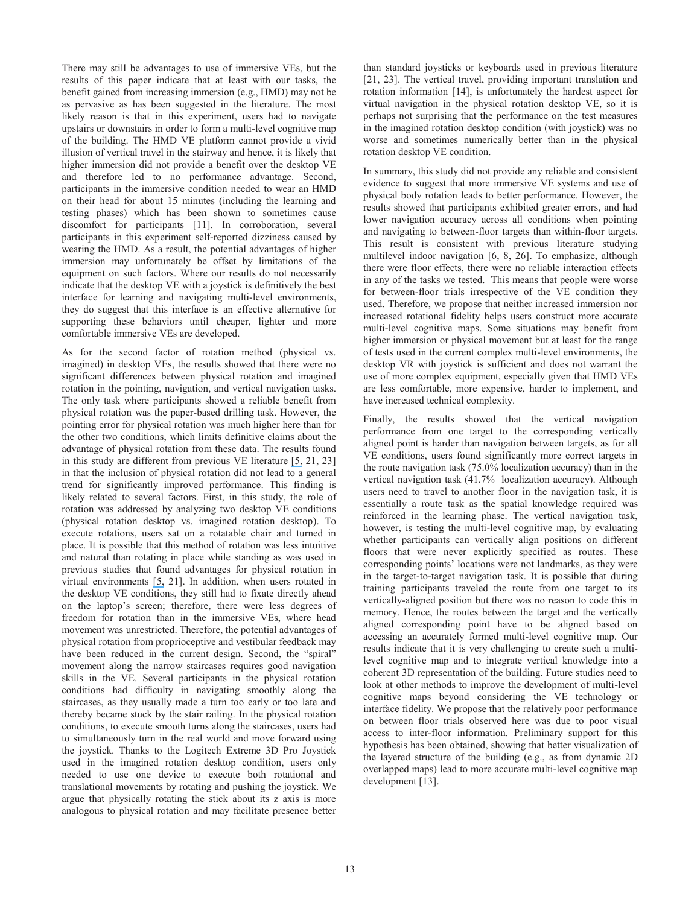There may still be advantages to use of immersive VEs, but the results of this paper indicate that at least with our tasks, the benefit gained from increasing immersion (e.g., HMD) may not be as pervasive as has been suggested in the literature. The most likely reason is that in this experiment, users had to navigate upstairs or downstairs in order to form a multi-level cognitive map of the building. The HMD VE platform cannot provide a vivid illusion of vertical travel in the stairway and hence, it is likely that higher immersion did not provide a benefit over the desktop VE and therefore led to no performance advantage. Second, participants in the immersive condition needed to wear an HMD on their head for about 15 minutes (including the learning and testing phases) which has been shown to sometimes cause discomfort for participants [11]. In corroboration, several participants in this experiment self-reported dizziness caused by wearing the HMD. As a result, the potential advantages of higher immersion may unfortunately be offset by limitations of the equipment on such factors. Where our results do not necessarily indicate that the desktop VE with a joystick is definitively the best interface for learning and navigating multi-level environments, they do suggest that this interface is an effective alternative for supporting these behaviors until cheaper, lighter and more comfortable immersive VEs are developed.

As for the second factor of rotation method (physical vs. imagined) in desktop VEs, the results showed that there were no significant differences between physical rotation and imagined rotation in the pointing, navigation, and vertical navigation tasks. The only task where participants showed a reliable benefit from physical rotation was the paper-based drilling task. However, the pointing error for physical rotation was much higher here than for the other two conditions, which limits definitive claims about the advantage of physical rotation from these data. The results found in this study are different from previous VE literature [5, 21, 23] in that the inclusion of physical rotation did not lead to a general trend for significantly improved performance. This finding is likely related to several factors. First, in this study, the role of rotation was addressed by analyzing two desktop VE conditions (physical rotation desktop vs. imagined rotation desktop). To execute rotations, users sat on a rotatable chair and turned in place. It is possible that this method of rotation was less intuitive and natural than rotating in place while standing as was used in previous studies that found advantages for physical rotation in virtual environments [5, 21]. In addition, when users rotated in the desktop VE conditions, they still had to fixate directly ahead on the laptop's screen; therefore, there were less degrees of freedom for rotation than in the immersive VEs, where head movement was unrestricted. Therefore, the potential advantages of physical rotation from proprioceptive and vestibular feedback may have been reduced in the current design. Second, the "spiral" movement along the narrow staircases requires good navigation skills in the VE. Several participants in the physical rotation conditions had difficulty in navigating smoothly along the staircases, as they usually made a turn too early or too late and thereby became stuck by the stair railing. In the physical rotation conditions, to execute smooth turns along the staircases, users had to simultaneously turn in the real world and move forward using the joystick. Thanks to the Logitech Extreme 3D Pro Joystick used in the imagined rotation desktop condition, users only needed to use one device to execute both rotational and translational movements by rotating and pushing the joystick. We argue that physically rotating the stick about its z axis is more analogous to physical rotation and may facilitate presence better than standard joysticks or keyboards used in previous literature [21, 23]. The vertical travel, providing important translation and rotation information [14], is unfortunately the hardest aspect for virtual navigation in the physical rotation desktop VE, so it is perhaps not surprising that the performance on the test measures in the imagined rotation desktop condition (with joystick) was no worse and sometimes numerically better than in the physical rotation desktop VE condition.

In summary, this study did not provide any reliable and consistent evidence to suggest that more immersive VE systems and use of physical body rotation leads to better performance. However, the results showed that participants exhibited greater errors, and had lower navigation accuracy across all conditions when pointing and navigating to between-floor targets than within-floor targets. This result is consistent with previous literature studying multilevel indoor navigation [6, 8, 26]. To emphasize, although there were floor effects, there were no reliable interaction effects in any of the tasks we tested. This means that people were worse for between-floor trials irrespective of the VE condition they used. Therefore, we propose that neither increased immersion nor increased rotational fidelity helps users construct more accurate multi-level cognitive maps. Some situations may benefit from higher immersion or physical movement but at least for the range of tests used in the current complex multi-level environments, the desktop VR with joystick is sufficient and does not warrant the use of more complex equipment, especially given that HMD VEs are less comfortable, more expensive, harder to implement, and have increased technical complexity.

Finally, the results showed that the vertical navigation performance from one target to the corresponding vertically aligned point is harder than navigation between targets, as for all VE conditions, users found significantly more correct targets in the route navigation task (75.0% localization accuracy) than in the vertical navigation task (41.7% localization accuracy). Although users need to travel to another floor in the navigation task, it is essentially a route task as the spatial knowledge required was reinforced in the learning phase. The vertical navigation task, however, is testing the multi-level cognitive map, by evaluating whether participants can vertically align positions on different floors that were never explicitly specified as routes. These corresponding points' locations were not landmarks, as they were in the target-to-target navigation task. It is possible that during training participants traveled the route from one target to its vertically-aligned position but there was no reason to code this in memory. Hence, the routes between the target and the vertically aligned corresponding point have to be aligned based on accessing an accurately formed multi-level cognitive map. Our results indicate that it is very challenging to create such a multi-level cognitive map and to integrate vertical knowledge into a coherent 3D representation of the building. Future studies need to look at other methods to improve the development of multi-level cognitive maps beyond considering the VE technology or interface fidelity. We propose that the relatively poor performance on between floor trials observed here was due to poor visual access to inter-floor information. Preliminary support for this hypothesis has been obtained, showing that better visualization of the layered structure of the building (e.g., as from dynamic 2D overlapped maps) lead to more accurate multi-level cognitive map development [13].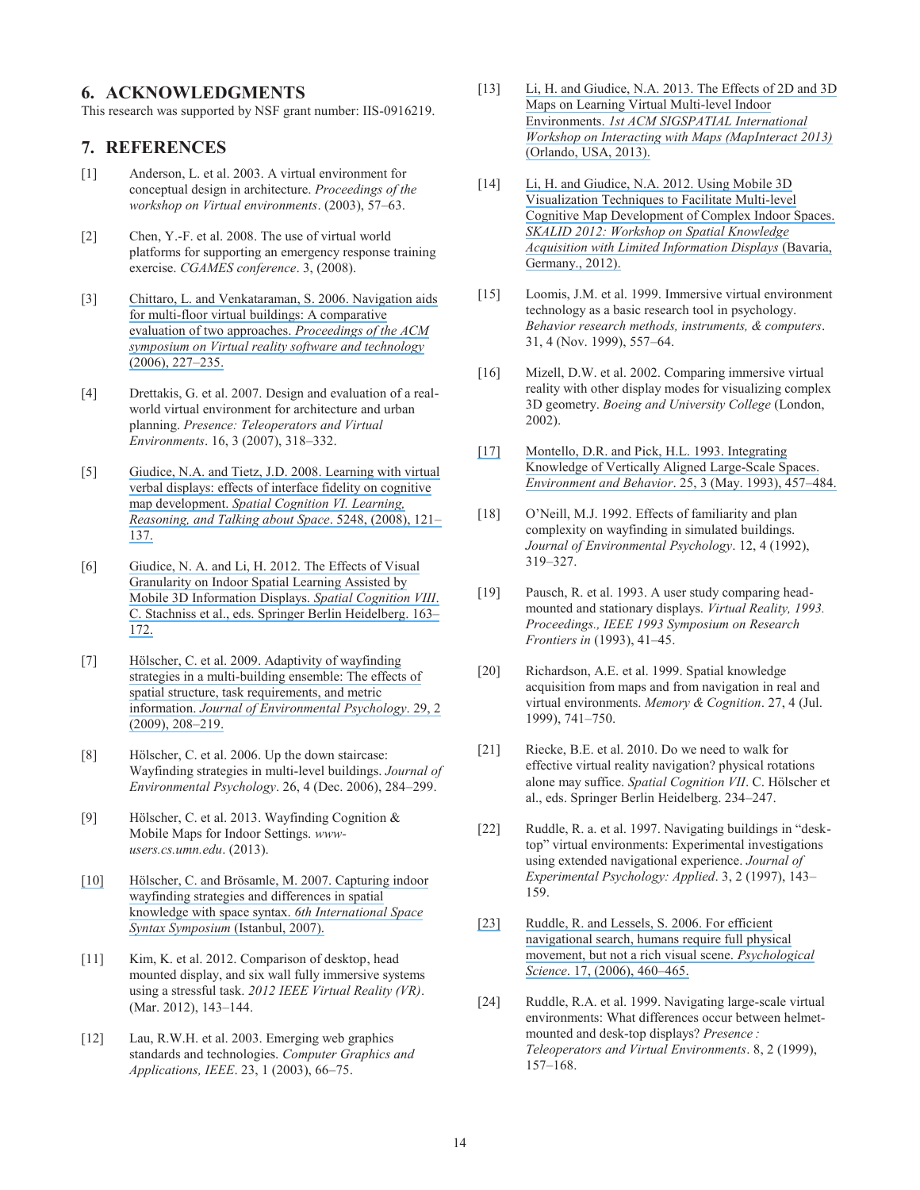## 6. ACKNOWLEDGMENTS

This research was supported by NSF grant number: IIS-0916219.

## 7. REFERENCES

[1] Anderson, L. et al. 2003. A virtual environment for conceptual design in architecture. *Proceedings of the workshop on Virtual environments*. (2003), 57–63.

[2] Chen, Y.-F. et al. 2008. The use of virtual world platforms for supporting an emergency response training exercise. *CGAMES conference*. 3, (2008).

[3] Chittaro, L. and Venkataraman, S. 2006. Navigation aids for multi-floor virtual buildings: A comparative evaluation of two approaches. *Proceedings of the ACM symposium on Virtual reality software and technology* (2006), 227–235.

[4] Drettakis, G. et al. 2007. Design and evaluation of a real-world virtual environment for architecture and urban planning. *Presence: Teleoperators and Virtual Environments*. 16, 3 (2007), 318–332.

[5] Giudice, N.A. and Tietz, J.D. 2008. Learning with virtual verbal displays: effects of interface fidelity on cognitive map development. *Spatial Cognition VI. Learning, Reasoning, and Talking about Space*. 5248, (2008), 121–137.

[6] Giudice, N. A. and Li, H. 2012. The Effects of Visual Granularity on Indoor Spatial Learning Assisted by Mobile 3D Information Displays. *Spatial Cognition VIII*. C. Stachniss et al., eds. Springer Berlin Heidelberg. 163–172.

[7] Hölscher, C. et al. 2009. Adaptivity of wayfinding strategies in a multi-building ensemble: The effects of spatial structure, task requirements, and metric information. *Journal of Environmental Psychology*. 29, 2 (2009), 208–219.

[8] Hölscher, C. et al. 2006. Up the down staircase: Wayfinding strategies in multi-level buildings. *Journal of Environmental Psychology*. 26, 4 (Dec. 2006), 284–299.

[9] Hölscher, C. et al. 2013. Wayfinding Cognition & Mobile Maps for Indoor Settings. *www-users.cs.umn.edu*. (2013).

[10] Hölscher, C. and Brösamle, M. 2007. Capturing indoor wayfinding strategies and differences in spatial knowledge with space syntax. *6th International Space Syntax Symposium* (Istanbul, 2007).

[11] Kim, K. et al. 2012. Comparison of desktop, head mounted display, and six wall fully immersive systems using a stressful task. *2012 IEEE Virtual Reality (VR)*. (Mar. 2012), 143–144.

[12] Lau, R.W.H. et al. 2003. Emerging web graphics standards and technologies. *Computer Graphics and Applications, IEEE*. 23, 1 (2003), 66–75.

[13] Li, H. and Giudice, N.A. 2013. The Effects of 2D and 3D Maps on Learning Virtual Multi-level Indoor Environments. *1st ACM SIGSPATIAL International Workshop on Interacting with Maps (MapInteract 2013)* (Orlando, USA, 2013).

[14] Li, H. and Giudice, N.A. 2012. Using Mobile 3D Visualization Techniques to Facilitate Multi-level Cognitive Map Development of Complex Indoor Spaces. *SKALID 2012: Workshop on Spatial Knowledge Acquisition with Limited Information Displays* (Bavaria, Germany., 2012).

[15] Loomis, J.M. et al. 1999. Immersive virtual environment technology as a basic research tool in psychology. *Behavior research methods, instruments, & computers*. 31, 4 (Nov. 1999), 557–64.

[16] Mizell, D.W. et al. 2002. Comparing immersive virtual reality with other display modes for visualizing complex 3D geometry. *Boeing and University College* (London, 2002).

[17] Montello, D.R. and Pick, H.L. 1993. Integrating Knowledge of Vertically Aligned Large-Scale Spaces. *Environment and Behavior*. 25, 3 (May. 1993), 457–484.

[18] O'Neill, M.J. 1992. Effects of familiarity and plan complexity on wayfinding in simulated buildings. *Journal of Environmental Psychology*. 12, 4 (1992), 319–327.

[19] Pausch, R. et al. 1993. A user study comparing head-mounted and stationary displays. *Virtual Reality, 1993. Proceedings., IEEE 1993 Symposium on Research Frontiers in* (1993), 41–45.

[20] Richardson, A.E. et al. 1999. Spatial knowledge acquisition from maps and from navigation in real and virtual environments. *Memory & Cognition*. 27, 4 (Jul. 1999), 741–750.

[21] Riecke, B.E. et al. 2010. Do we need to walk for effective virtual reality navigation? physical rotations alone may suffice. *Spatial Cognition VII*. C. Hölscher et al., eds. Springer Berlin Heidelberg. 234–247.

[22] Ruddle, R. a. et al. 1997. Navigating buildings in "desk-top" virtual environments: Experimental investigations using extended navigational experience. *Journal of Experimental Psychology: Applied*. 3, 2 (1997), 143–159.

[23] Ruddle, R. and Lessels, S. 2006. For efficient navigational search, humans require full physical movement, but not a rich visual scene. *Psychological Science*. 17, (2006), 460–465.

[24] Ruddle, R.A. et al. 1999. Navigating large-scale virtual environments: What differences occur between helmet-mounted and desk-top displays? *Presence : Teleoperators and Virtual Environments*. 8, 2 (1999), 157–168.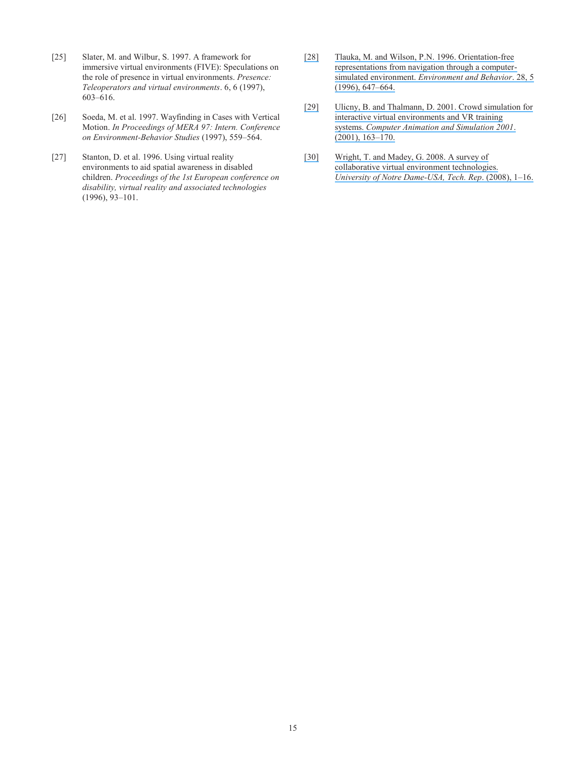[25] Slater, M. and Wilbur, S. 1997. A framework for immersive virtual environments (FIVE): Speculations on the role of presence in virtual environments. *Presence: Teleoperators and virtual environments*. 6, 6 (1997), 603–616.

[26] Soeda, M. et al. 1997. Wayfinding in Cases with Vertical Motion. *In Proceedings of MERA 97: Intern. Conference on Environment-Behavior Studies* (1997), 559–564.

[27] Stanton, D. et al. 1996. Using virtual reality environments to aid spatial awareness in disabled children. *Proceedings of the 1st European conference on disability, virtual reality and associated technologies* (1996), 93–101.

[28] Tlauka, M. and Wilson, P.N. 1996. Orientation-free representations from navigation through a computer-simulated environment. *Environment and Behavior*. 28, 5 (1996), 647–664.

[29] Ulicny, B. and Thalmann, D. 2001. Crowd simulation for interactive virtual environments and VR training systems. *Computer Animation and Simulation 2001*. (2001), 163–170.

[30] Wright, T. and Madey, G. 2008. A survey of collaborative virtual environment technologies. *University of Notre Dame-USA, Tech. Rep*. (2008), 1–16.